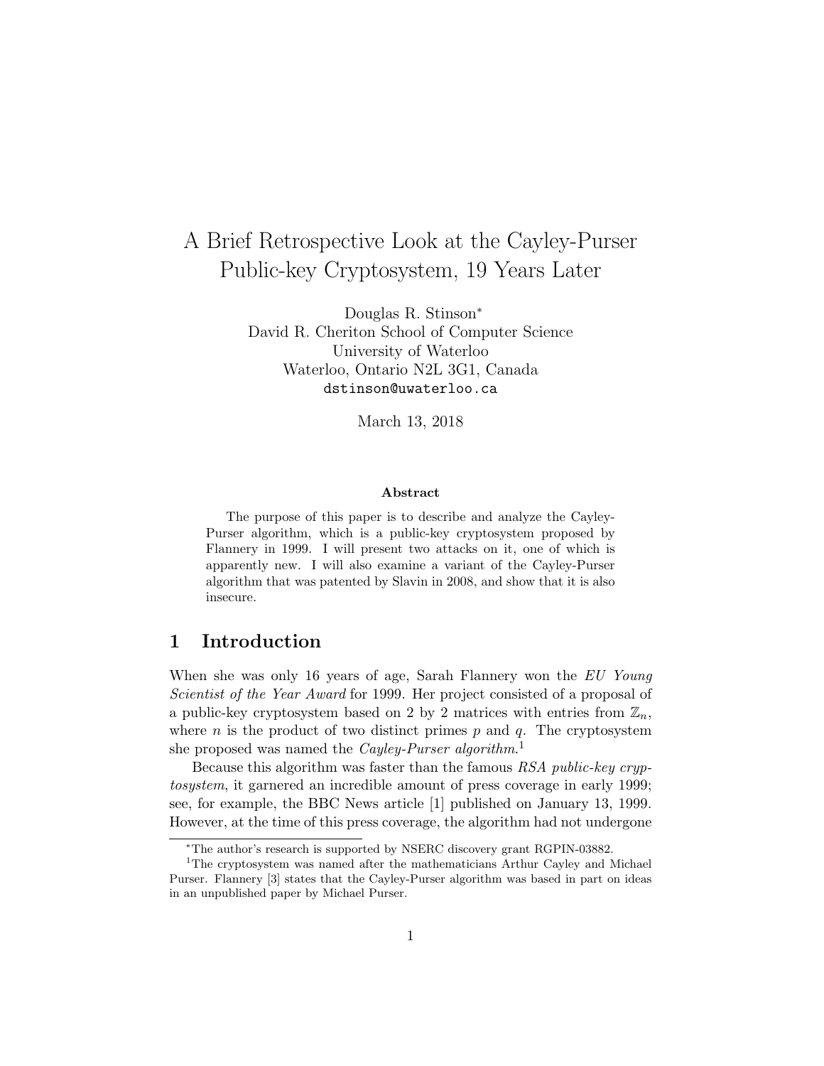# A Brief Retrospective Look at the Cayley-Purser Public-key Cryptosystem, 19 Years Later

Douglas R. Stinson*
David R. Cheriton School of Computer Science
University of Waterloo
Waterloo, Ontario N2L 3G1, Canada
dstinson@uwaterloo.ca

March 13, 2018

**Abstract**

The purpose of this paper is to describe and analyze the Cayley-Purser algorithm, which is a public-key cryptosystem proposed by Flannery in 1999. I will present two attacks on it, one of which is apparently new. I will also examine a variant of the Cayley-Purser algorithm that was patented by Slavin in 2008, and show that it is also insecure.

## 1 Introduction

When she was only 16 years of age, Sarah Flannery won the *EU Young Scientist of the Year Award* for 1999. Her project consisted of a proposal of a public-key cryptosystem based on 2 by 2 matrices with entries from $\mathbb{Z}_n$, where $n$ is the product of two distinct primes $p$ and $q$. The cryptosystem she proposed was named the *Cayley-Purser algorithm*.[1]

Because this algorithm was faster than the famous *RSA public-key cryptosystem*, it garnered an incredible amount of press coverage in early 1999; see, for example, the BBC News article [1] published on January 13, 1999. However, at the time of this press coverage, the algorithm had not undergone

*The author's research is supported by NSERC discovery grant RGPIN-03882.

[1]The cryptosystem was named after the mathematicians Arthur Cayley and Michael Purser. Flannery [3] states that the Cayley-Purser algorithm was based in part on ideas in an unpublished paper by Michael Purser.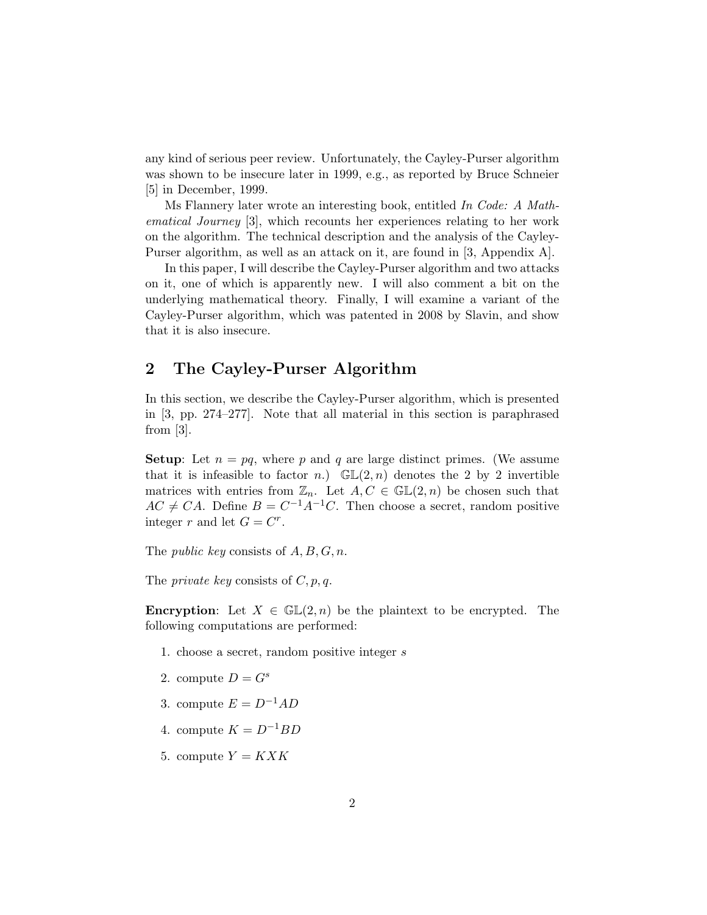any kind of serious peer review. Unfortunately, the Cayley-Purser algorithm was shown to be insecure later in 1999, e.g., as reported by Bruce Schneier [5] in December, 1999.

Ms Flannery later wrote an interesting book, entitled *In Code: A Mathematical Journey* [3], which recounts her experiences relating to her work on the algorithm. The technical description and the analysis of the Cayley-Purser algorithm, as well as an attack on it, are found in [3, Appendix A].

In this paper, I will describe the Cayley-Purser algorithm and two attacks on it, one of which is apparently new. I will also comment a bit on the underlying mathematical theory. Finally, I will examine a variant of the Cayley-Purser algorithm, which was patented in 2008 by Slavin, and show that it is also insecure.

## 2 The Cayley-Purser Algorithm

In this section, we describe the Cayley-Purser algorithm, which is presented in [3, pp. 274–277]. Note that all material in this section is paraphrased from [3].

**Setup**: Let $n = pq$, where $p$ and $q$ are large distinct primes. (We assume that it is infeasible to factor $n$.) $\mathbb{GL}(2, n)$ denotes the 2 by 2 invertible matrices with entries from $\mathbb{Z}_n$. Let $A, C \in \mathbb{GL}(2, n)$ be chosen such that $AC \neq CA$. Define $B = C^{-1}A^{-1}C$. Then choose a secret, random positive integer $r$ and let $G = C^r$.

The *public key* consists of $A, B, G, n$.

The *private key* consists of $C, p, q$.

**Encryption**: Let $X \in \mathbb{GL}(2, n)$ be the plaintext to be encrypted. The following computations are performed:

1. choose a secret, random positive integer $s$
2. compute $D = G^s$
3. compute $E = D^{-1}AD$
4. compute $K = D^{-1}BD$
5. compute $Y = KXK$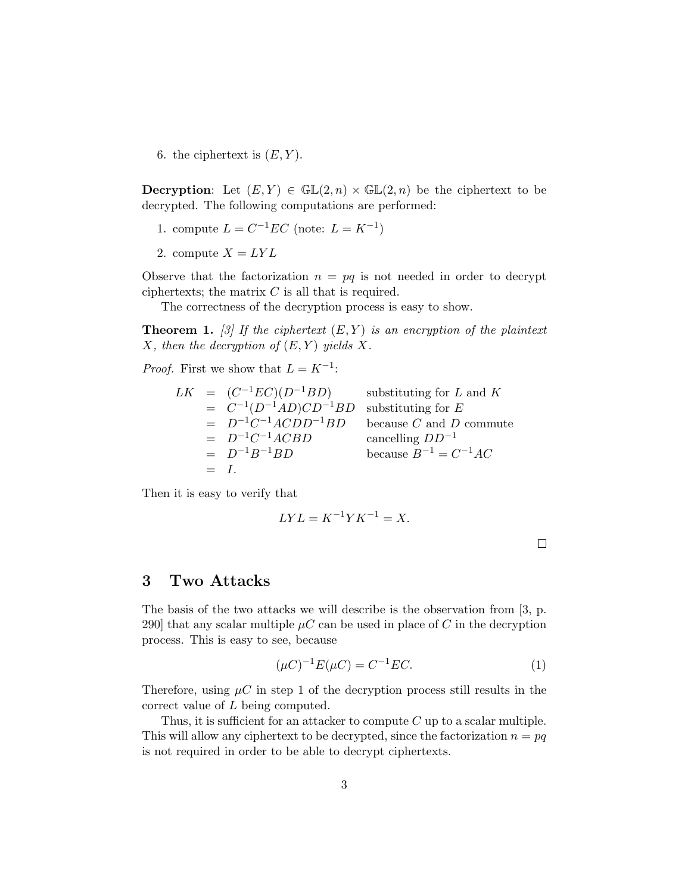6. the ciphertext is $(E, Y)$.

**Decryption**: Let $(E, Y) \in \mathbb{GL}(2, n) \times \mathbb{GL}(2, n)$ be the ciphertext to be decrypted. The following computations are performed:

1. compute $L = C^{-1}EC$ (note: $L = K^{-1}$)
2. compute $X = LYL$

Observe that the factorization $n = pq$ is not needed in order to decrypt ciphertexts; the matrix $C$ is all that is required.

The correctness of the decryption process is easy to show.

**Theorem 1.** *[3] If the ciphertext $(E, Y)$ is an encryption of the plaintext $X$, then the decryption of $(E, Y)$ yields $X$.*

*Proof.* First we show that $L = K^{-1}$:

$$
\begin{aligned}
LK &= (C^{-1}EC)(D^{-1}BD) && \text{substituting for } L \text{ and } K \\
&= C^{-1}(D^{-1}AD)CD^{-1}BD && \text{substituting for } E \\
&= D^{-1}C^{-1}ACDD^{-1}BD && \text{because } C \text{ and } D \text{ commute} \\
&= D^{-1}C^{-1}ACBD && \text{cancelling } DD^{-1} \\
&= D^{-1}B^{-1}BD && \text{because } B^{-1} = C^{-1}AC \\
&= I.
\end{aligned}
$$

Then it is easy to verify that

$$LYL = K^{-1}YK^{-1} = X.$$

□

## 3 Two Attacks

The basis of the two attacks we will describe is the observation from [3, p. 290] that any scalar multiple $\mu C$ can be used in place of $C$ in the decryption process. This is easy to see, because

$$(\mu C)^{-1}E(\mu C) = C^{-1}EC. \tag{1}$$

Therefore, using $\mu C$ in step 1 of the decryption process still results in the correct value of $L$ being computed.

Thus, it is sufficient for an attacker to compute $C$ up to a scalar multiple. This will allow any ciphertext to be decrypted, since the factorization $n = pq$ is not required in order to be able to decrypt ciphertexts.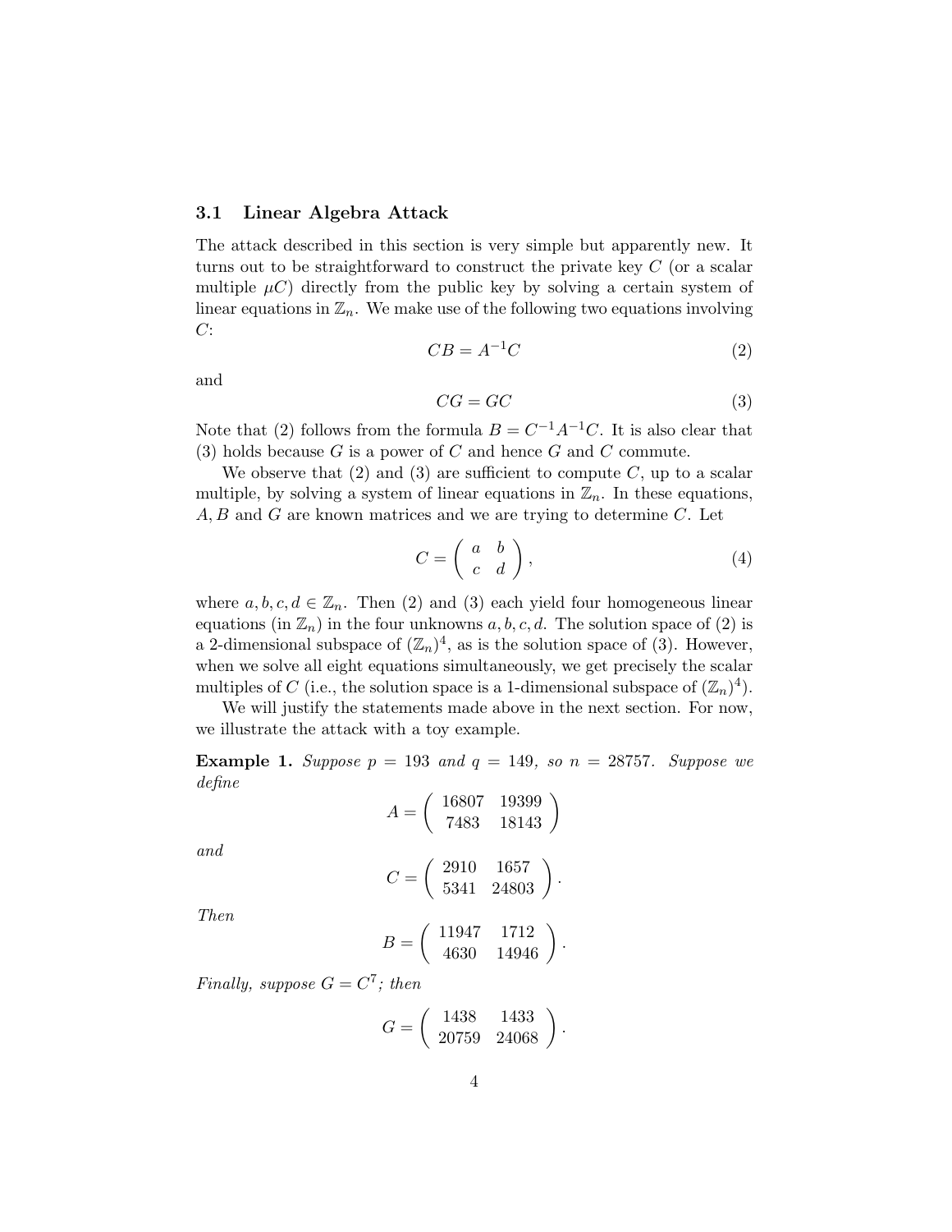### 3.1 Linear Algebra Attack

The attack described in this section is very simple but apparently new. It turns out to be straightforward to construct the private key $C$ (or a scalar multiple $\mu C$) directly from the public key by solving a certain system of linear equations in $\mathbb{Z}_n$. We make use of the following two equations involving $C$:

$$CB = A^{-1}C \tag{2}$$

and

$$CG = GC \tag{3}$$

Note that (2) follows from the formula $B = C^{-1}A^{-1}C$. It is also clear that (3) holds because $G$ is a power of $C$ and hence $G$ and $C$ commute.

We observe that (2) and (3) are sufficient to compute $C$, up to a scalar multiple, by solving a system of linear equations in $\mathbb{Z}_n$. In these equations, $A, B$ and $G$ are known matrices and we are trying to determine $C$. Let

$$C = \begin{pmatrix} a & b \\ c & d \end{pmatrix}, \tag{4}$$

where $a, b, c, d \in \mathbb{Z}_n$. Then (2) and (3) each yield four homogeneous linear equations (in $\mathbb{Z}_n$) in the four unknowns $a, b, c, d$. The solution space of (2) is a 2-dimensional subspace of $(\mathbb{Z}_n)^4$, as is the solution space of (3). However, when we solve all eight equations simultaneously, we get precisely the scalar multiples of $C$ (i.e., the solution space is a 1-dimensional subspace of $(\mathbb{Z}_n)^4$).

We will justify the statements made above in the next section. For now, we illustrate the attack with a toy example.

**Example 1.** *Suppose $p = 193$ and $q = 149$, so $n = 28757$. Suppose we define*

$$A = \begin{pmatrix} 16807 & 19399 \\ 7483 & 18143 \end{pmatrix}$$

*and*

$$C = \begin{pmatrix} 2910 & 1657 \\ 5341 & 24803 \end{pmatrix}.$$

*Then*

$$B = \begin{pmatrix} 11947 & 1712 \\ 4630 & 14946 \end{pmatrix}.$$

*Finally, suppose $G = C^7$; then*

$$G = \begin{pmatrix} 1438 & 1433 \\ 20759 & 24068 \end{pmatrix}.$$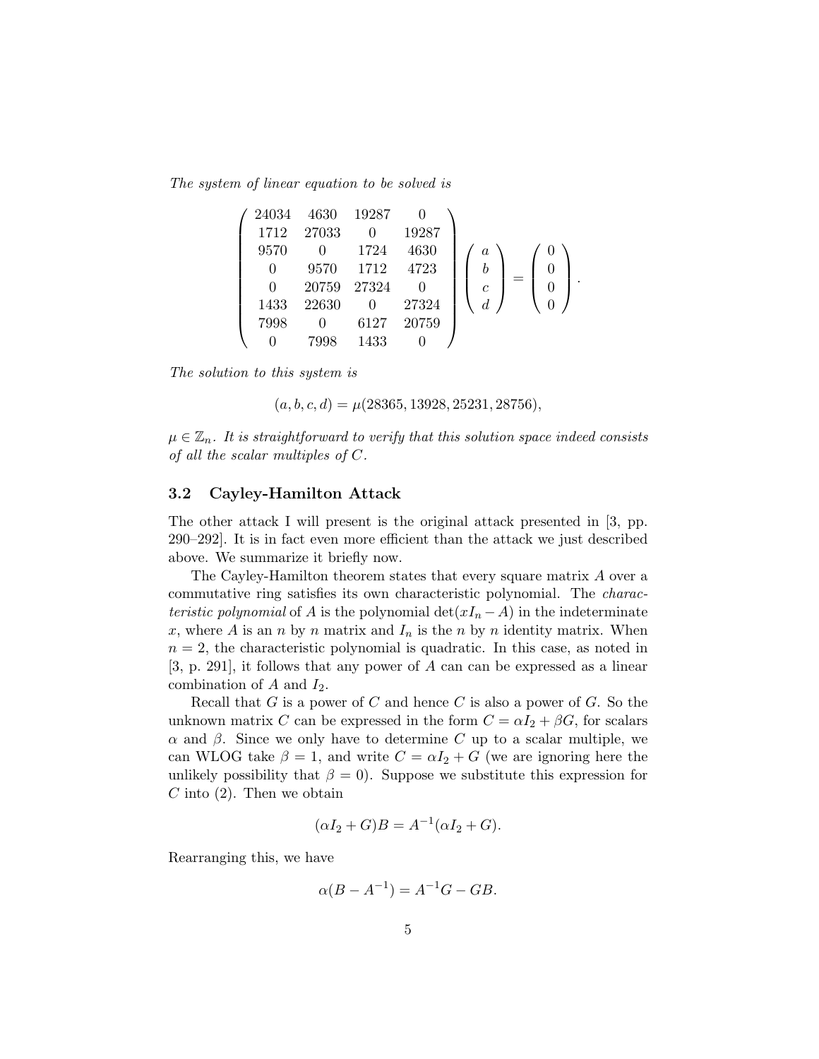*The system of linear equation to be solved is*

$$\left(\begin{array}{cccc} 24034 & 4630 & 19287 & 0 \\ 1712 & 27033 & 0 & 19287 \\ 9570 & 0 & 1724 & 4630 \\ 0 & 9570 & 1712 & 4723 \\ 0 & 20759 & 27324 & 0 \\ 1433 & 22630 & 0 & 27324 \\ 7998 & 0 & 6127 & 20759 \\ 0 & 7998 & 1433 & 0 \end{array}\right) \left(\begin{array}{c} a \\ b \\ c \\ d \end{array}\right) = \left(\begin{array}{c} 0 \\ 0 \\ 0 \\ 0 \end{array}\right).$$

*The solution to this system is*

$$(a, b, c, d) = \mu(28365, 13928, 25231, 28756),$$

*$\mu \in \mathbb{Z}_n$. It is straightforward to verify that this solution space indeed consists of all the scalar multiples of $C$.*

### 3.2 Cayley-Hamilton Attack

The other attack I will present is the original attack presented in [3, pp. 290–292]. It is in fact even more efficient than the attack we just described above. We summarize it briefly now.

The Cayley-Hamilton theorem states that every square matrix $A$ over a commutative ring satisfies its own characteristic polynomial. The *characteristic polynomial* of $A$ is the polynomial $\det(xI_n - A)$ in the indeterminate $x$, where $A$ is an $n$ by $n$ matrix and $I_n$ is the $n$ by $n$ identity matrix. When $n = 2$, the characteristic polynomial is quadratic. In this case, as noted in [3, p. 291], it follows that any power of $A$ can can be expressed as a linear combination of $A$ and $I_2$.

Recall that $G$ is a power of $C$ and hence $C$ is also a power of $G$. So the unknown matrix $C$ can be expressed in the form $C = \alpha I_2 + \beta G$, for scalars $\alpha$ and $\beta$. Since we only have to determine $C$ up to a scalar multiple, we can WLOG take $\beta = 1$, and write $C = \alpha I_2 + G$ (we are ignoring here the unlikely possibility that $\beta = 0$). Suppose we substitute this expression for $C$ into (2). Then we obtain

$$(\alpha I_2 + G)B = A^{-1}(\alpha I_2 + G).$$

Rearranging this, we have

$$\alpha(B - A^{-1}) = A^{-1}G - GB.$$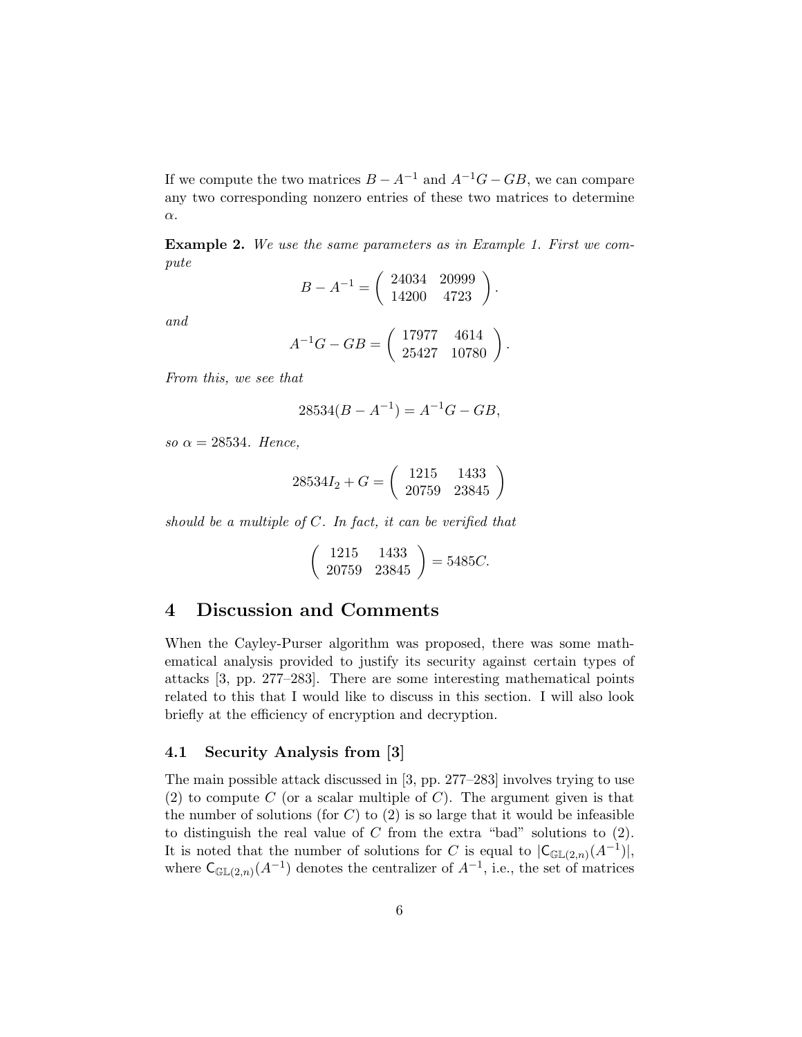If we compute the two matrices $B - A^{-1}$ and $A^{-1}G - GB$, we can compare any two corresponding nonzero entries of these two matrices to determine $\alpha$.

**Example 2.** *We use the same parameters as in Example 1. First we compute*

$$B - A^{-1} = \begin{pmatrix} 24034 & 20999 \\ 14200 & 4723 \end{pmatrix}.$$

*and*

$$A^{-1}G - GB = \begin{pmatrix} 17977 & 4614 \\ 25427 & 10780 \end{pmatrix}.$$

*From this, we see that*

$$28534(B - A^{-1}) = A^{-1}G - GB,$$

*so* $\alpha = 28534$. *Hence,*

$$28534I_2 + G = \begin{pmatrix} 1215 & 1433 \\ 20759 & 23845 \end{pmatrix}$$

*should be a multiple of* $C$. *In fact, it can be verified that*

$$\begin{pmatrix} 1215 & 1433 \\ 20759 & 23845 \end{pmatrix} = 5485C.$$

# 4 Discussion and Comments

When the Cayley-Purser algorithm was proposed, there was some mathematical analysis provided to justify its security against certain types of attacks [3, pp. 277–283]. There are some interesting mathematical points related to this that I would like to discuss in this section. I will also look briefly at the efficiency of encryption and decryption.

## 4.1 Security Analysis from [3]

The main possible attack discussed in [3, pp. 277–283] involves trying to use (2) to compute $C$ (or a scalar multiple of $C$). The argument given is that the number of solutions (for $C$) to (2) is so large that it would be infeasible to distinguish the real value of $C$ from the extra "bad" solutions to (2). It is noted that the number of solutions for $C$ is equal to $|\mathsf{C}_{\mathbb{GL}(2,n)}(A^{-1})|$, where $\mathsf{C}_{\mathbb{GL}(2,n)}(A^{-1})$ denotes the centralizer of $A^{-1}$, i.e., the set of matrices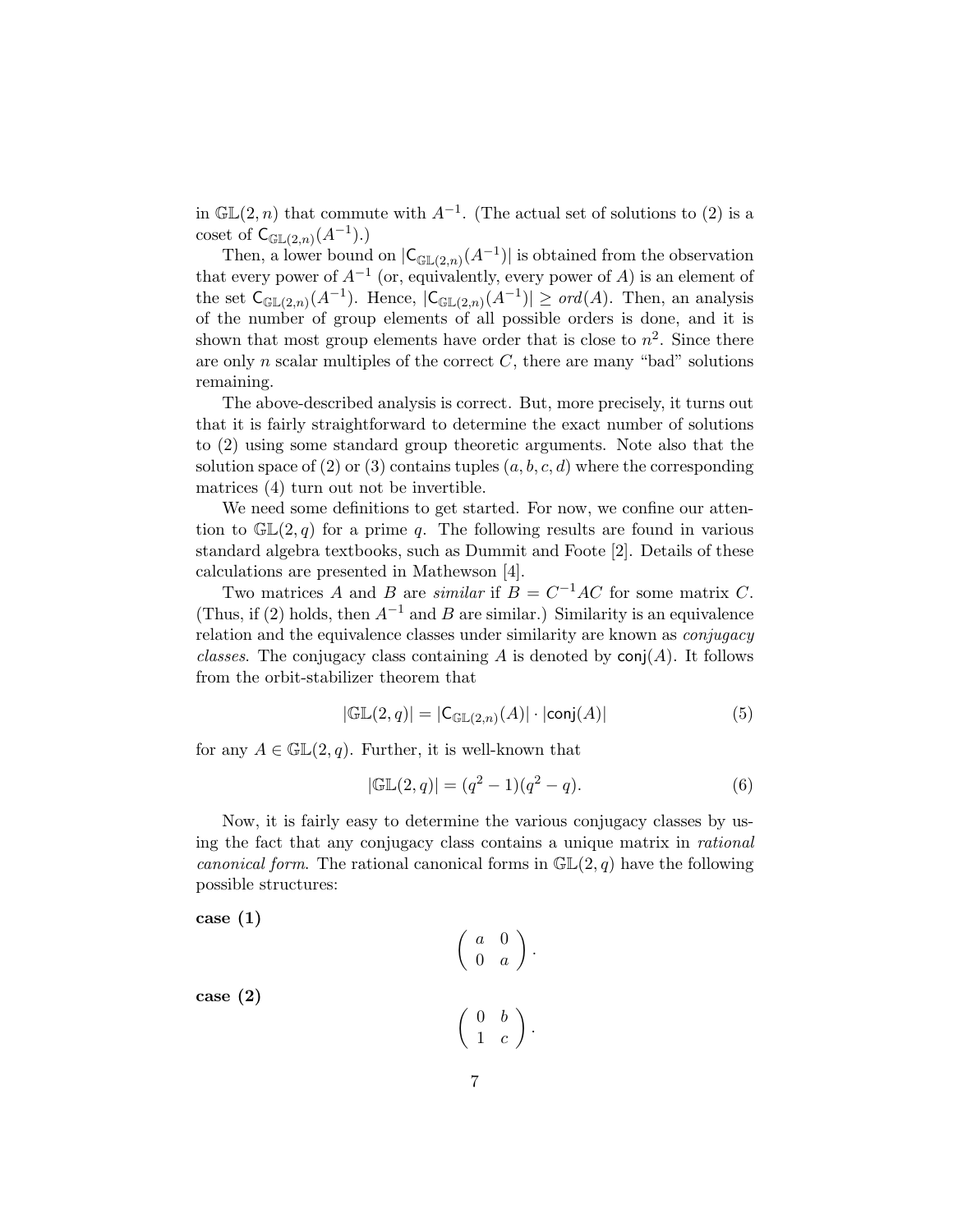in $\mathbb{GL}(2, n)$ that commute with $A^{-1}$. (The actual set of solutions to (2) is a coset of $\mathsf{C}_{\mathbb{GL}(2,n)}(A^{-1})$.)

Then, a lower bound on $|\mathsf{C}_{\mathbb{GL}(2,n)}(A^{-1})|$ is obtained from the observation that every power of $A^{-1}$ (or, equivalently, every power of $A$) is an element of the set $\mathsf{C}_{\mathbb{GL}(2,n)}(A^{-1})$. Hence, $|\mathsf{C}_{\mathbb{GL}(2,n)}(A^{-1})| \geq ord(A)$. Then, an analysis of the number of group elements of all possible orders is done, and it is shown that most group elements have order that is close to $n^2$. Since there are only $n$ scalar multiples of the correct $C$, there are many "bad" solutions remaining.

The above-described analysis is correct. But, more precisely, it turns out that it is fairly straightforward to determine the exact number of solutions to (2) using some standard group theoretic arguments. Note also that the solution space of (2) or (3) contains tuples $(a, b, c, d)$ where the corresponding matrices (4) turn out not be invertible.

We need some definitions to get started. For now, we confine our attention to $\mathbb{GL}(2, q)$ for a prime $q$. The following results are found in various standard algebra textbooks, such as Dummit and Foote [2]. Details of these calculations are presented in Mathewson [4].

Two matrices $A$ and $B$ are *similar* if $B = C^{-1}AC$ for some matrix $C$. (Thus, if (2) holds, then $A^{-1}$ and $B$ are similar.) Similarity is an equivalence relation and the equivalence classes under similarity are known as *conjugacy classes*. The conjugacy class containing $A$ is denoted by $\mathsf{conj}(A)$. It follows from the orbit-stabilizer theorem that

$$|\mathbb{GL}(2, q)| = |\mathsf{C}_{\mathbb{GL}(2,n)}(A)| \cdot |\mathsf{conj}(A)| \tag{5}$$

for any $A \in \mathbb{GL}(2, q)$. Further, it is well-known that

$$|\mathbb{GL}(2, q)| = (q^2 - 1)(q^2 - q). \tag{6}$$

Now, it is fairly easy to determine the various conjugacy classes by using the fact that any conjugacy class contains a unique matrix in *rational canonical form*. The rational canonical forms in $\mathbb{GL}(2, q)$ have the following possible structures:

**case (1)**

$$\begin{pmatrix} a & 0 \\ 0 & a \end{pmatrix}.$$

**case (2)**

$$\begin{pmatrix} 0 & b \\ 1 & c \end{pmatrix}.$$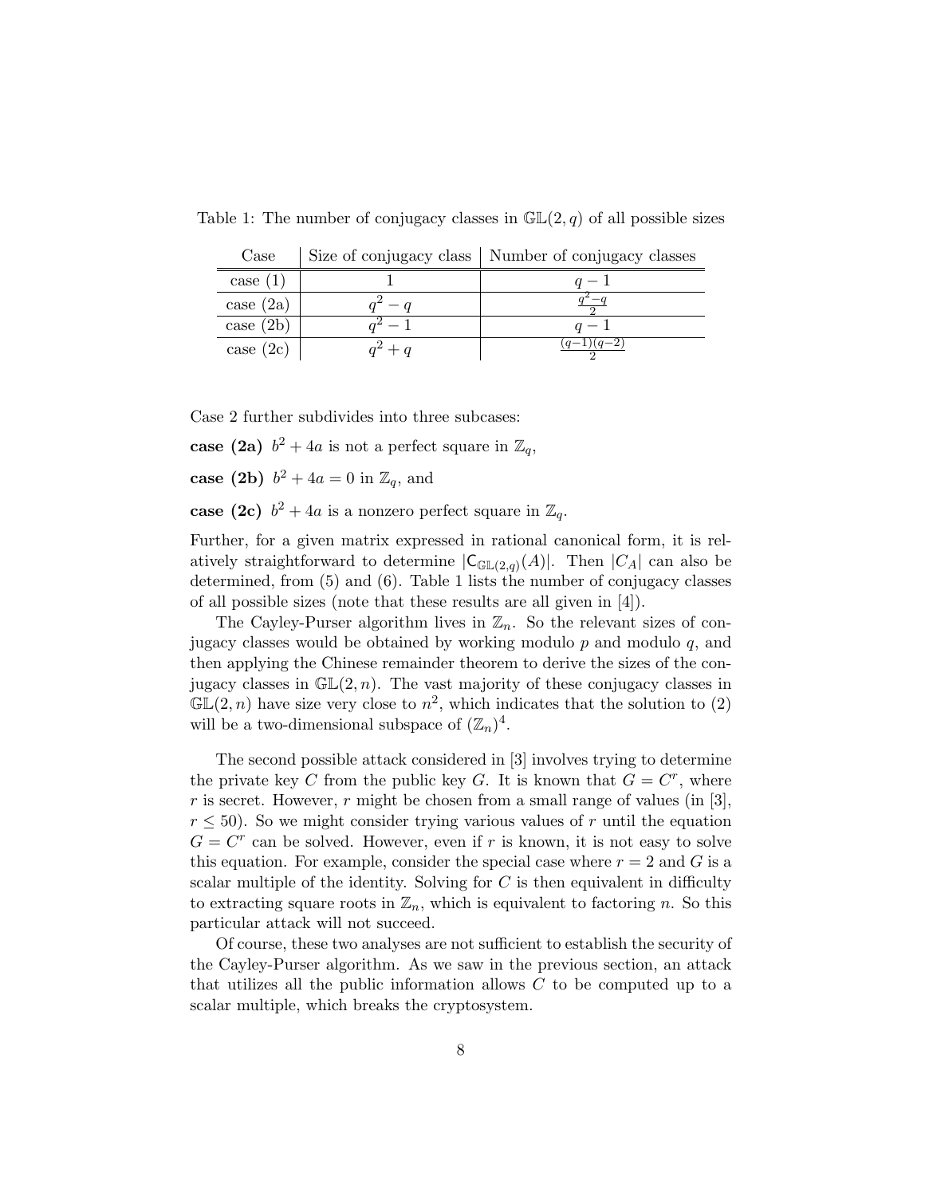Table 1: The number of conjugacy classes in $\mathbb{GL}(2, q)$ of all possible sizes

| Case | Size of conjugacy class | Number of conjugacy classes |
|---|---|---|
| case (1) | 1 | $q-1$ |
| case (2a) | $q^2-q$ | $\frac{q^2-q}{2}$ |
| case (2b) | $q^2-1$ | $q-1$ |
| case (2c) | $q^2+q$ | $\frac{(q-1)(q-2)}{2}$ |

Case 2 further subdivides into three subcases:

**case (2a)** $b^2 + 4a$ is not a perfect square in $\mathbb{Z}_q$,

**case (2b)** $b^2 + 4a = 0$ in $\mathbb{Z}_q$, and

**case (2c)** $b^2 + 4a$ is a nonzero perfect square in $\mathbb{Z}_q$.

Further, for a given matrix expressed in rational canonical form, it is relatively straightforward to determine $|\mathsf{C}_{\mathbb{GL}(2,q)}(A)|$. Then $|C_A|$ can also be determined, from (5) and (6). Table 1 lists the number of conjugacy classes of all possible sizes (note that these results are all given in [4]).

The Cayley-Purser algorithm lives in $\mathbb{Z}_n$. So the relevant sizes of conjugacy classes would be obtained by working modulo $p$ and modulo $q$, and then applying the Chinese remainder theorem to derive the sizes of the conjugacy classes in $\mathbb{GL}(2, n)$. The vast majority of these conjugacy classes in $\mathbb{GL}(2, n)$ have size very close to $n^2$, which indicates that the solution to (2) will be a two-dimensional subspace of $(\mathbb{Z}_n)^4$.

The second possible attack considered in [3] involves trying to determine the private key $C$ from the public key $G$. It is known that $G = C^r$, where $r$ is secret. However, $r$ might be chosen from a small range of values (in [3], $r \leq 50$). So we might consider trying various values of $r$ until the equation $G = C^r$ can be solved. However, even if $r$ is known, it is not easy to solve this equation. For example, consider the special case where $r = 2$ and $G$ is a scalar multiple of the identity. Solving for $C$ is then equivalent in difficulty to extracting square roots in $\mathbb{Z}_n$, which is equivalent to factoring $n$. So this particular attack will not succeed.

Of course, these two analyses are not sufficient to establish the security of the Cayley-Purser algorithm. As we saw in the previous section, an attack that utilizes all the public information allows $C$ to be computed up to a scalar multiple, which breaks the cryptosystem.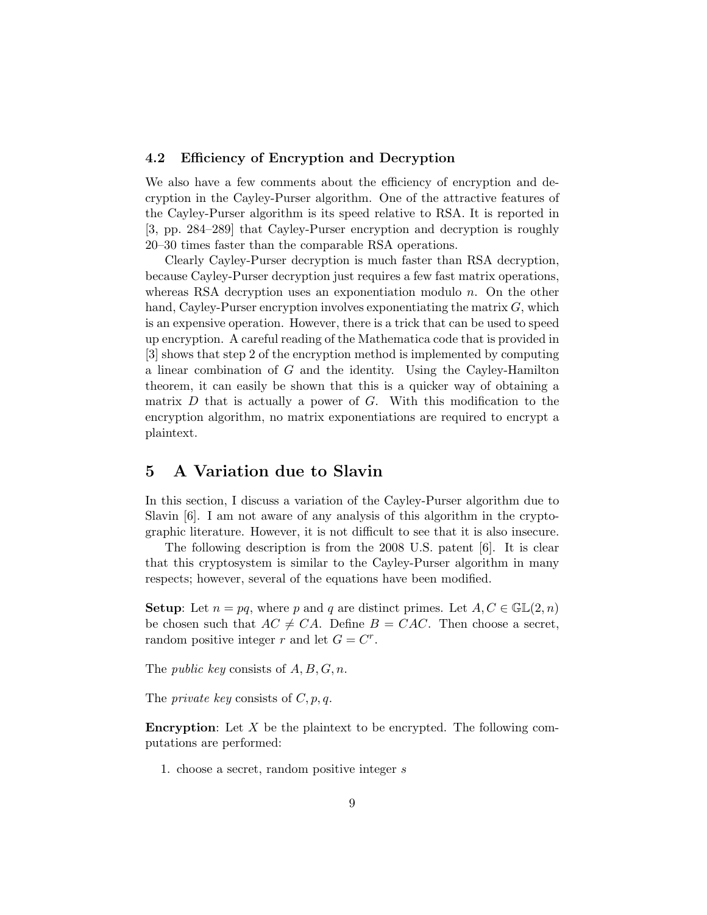### 4.2 Efficiency of Encryption and Decryption

We also have a few comments about the efficiency of encryption and decryption in the Cayley-Purser algorithm. One of the attractive features of the Cayley-Purser algorithm is its speed relative to RSA. It is reported in [3, pp. 284–289] that Cayley-Purser encryption and decryption is roughly 20–30 times faster than the comparable RSA operations.

Clearly Cayley-Purser decryption is much faster than RSA decryption, because Cayley-Purser decryption just requires a few fast matrix operations, whereas RSA decryption uses an exponentiation modulo $n$. On the other hand, Cayley-Purser encryption involves exponentiating the matrix $G$, which is an expensive operation. However, there is a trick that can be used to speed up encryption. A careful reading of the Mathematica code that is provided in [3] shows that step 2 of the encryption method is implemented by computing a linear combination of $G$ and the identity. Using the Cayley-Hamilton theorem, it can easily be shown that this is a quicker way of obtaining a matrix $D$ that is actually a power of $G$. With this modification to the encryption algorithm, no matrix exponentiations are required to encrypt a plaintext.

## 5 A Variation due to Slavin

In this section, I discuss a variation of the Cayley-Purser algorithm due to Slavin [6]. I am not aware of any analysis of this algorithm in the cryptographic literature. However, it is not difficult to see that it is also insecure.

The following description is from the 2008 U.S. patent [6]. It is clear that this cryptosystem is similar to the Cayley-Purser algorithm in many respects; however, several of the equations have been modified.

**Setup**: Let $n = pq$, where $p$ and $q$ are distinct primes. Let $A, C \in \mathbb{GL}(2, n)$ be chosen such that $AC \neq CA$. Define $B = CAC$. Then choose a secret, random positive integer $r$ and let $G = C^r$.

The *public key* consists of $A, B, G, n$.

The *private key* consists of $C, p, q$.

**Encryption**: Let $X$ be the plaintext to be encrypted. The following computations are performed:

1. choose a secret, random positive integer $s$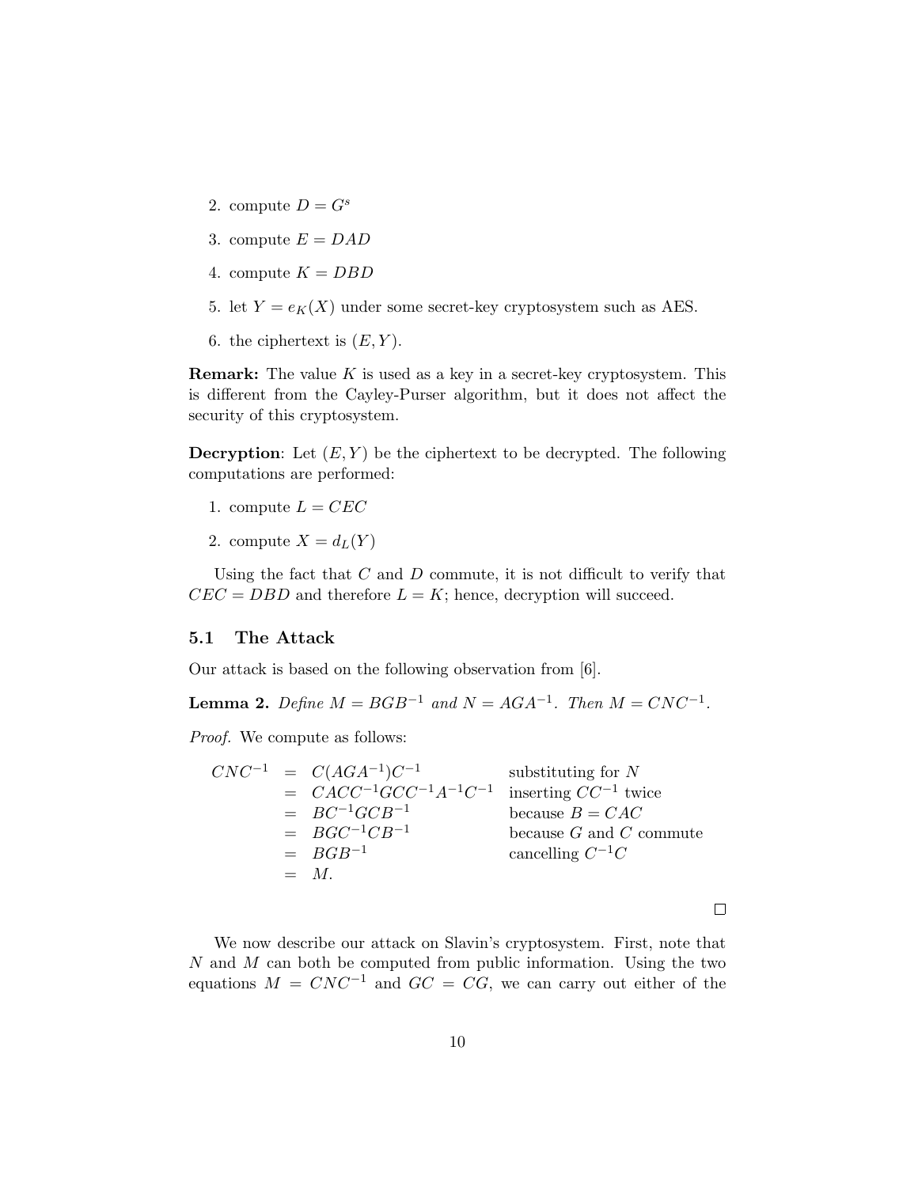2. compute $D = G^s$
3. compute $E = DAD$
4. compute $K = DBD$
5. let $Y = e_K(X)$ under some secret-key cryptosystem such as AES.
6. the ciphertext is $(E, Y)$.

**Remark:** The value $K$ is used as a key in a secret-key cryptosystem. This is different from the Cayley-Purser algorithm, but it does not affect the security of this cryptosystem.

**Decryption**: Let $(E, Y)$ be the ciphertext to be decrypted. The following computations are performed:

1. compute $L = CEC$
2. compute $X = d_L(Y)$

Using the fact that $C$ and $D$ commute, it is not difficult to verify that $CEC = DBD$ and therefore $L = K$; hence, decryption will succeed.

### 5.1 The Attack

Our attack is based on the following observation from [6].

**Lemma 2.** *Define $M = BGB^{-1}$ and $N = AGA^{-1}$. Then $M = CNC^{-1}$.*

*Proof.* We compute as follows:

$$
\begin{aligned}
CNC^{-1} &= C(AGA^{-1})C^{-1} && \text{substituting for } N \\
&= CACC^{-1}GCC^{-1}A^{-1}C^{-1} && \text{inserting } CC^{-1} \text{ twice} \\
&= BC^{-1}GCB^{-1} && \text{because } B = CAC \\
&= BGC^{-1}CB^{-1} && \text{because } G \text{ and } C \text{ commute} \\
&= BGB^{-1} && \text{cancelling } C^{-1}C \\
&= M.
\end{aligned}
$$

□

We now describe our attack on Slavin's cryptosystem. First, note that $N$ and $M$ can both be computed from public information. Using the two equations $M = CNC^{-1}$ and $GC = CG$, we can carry out either of the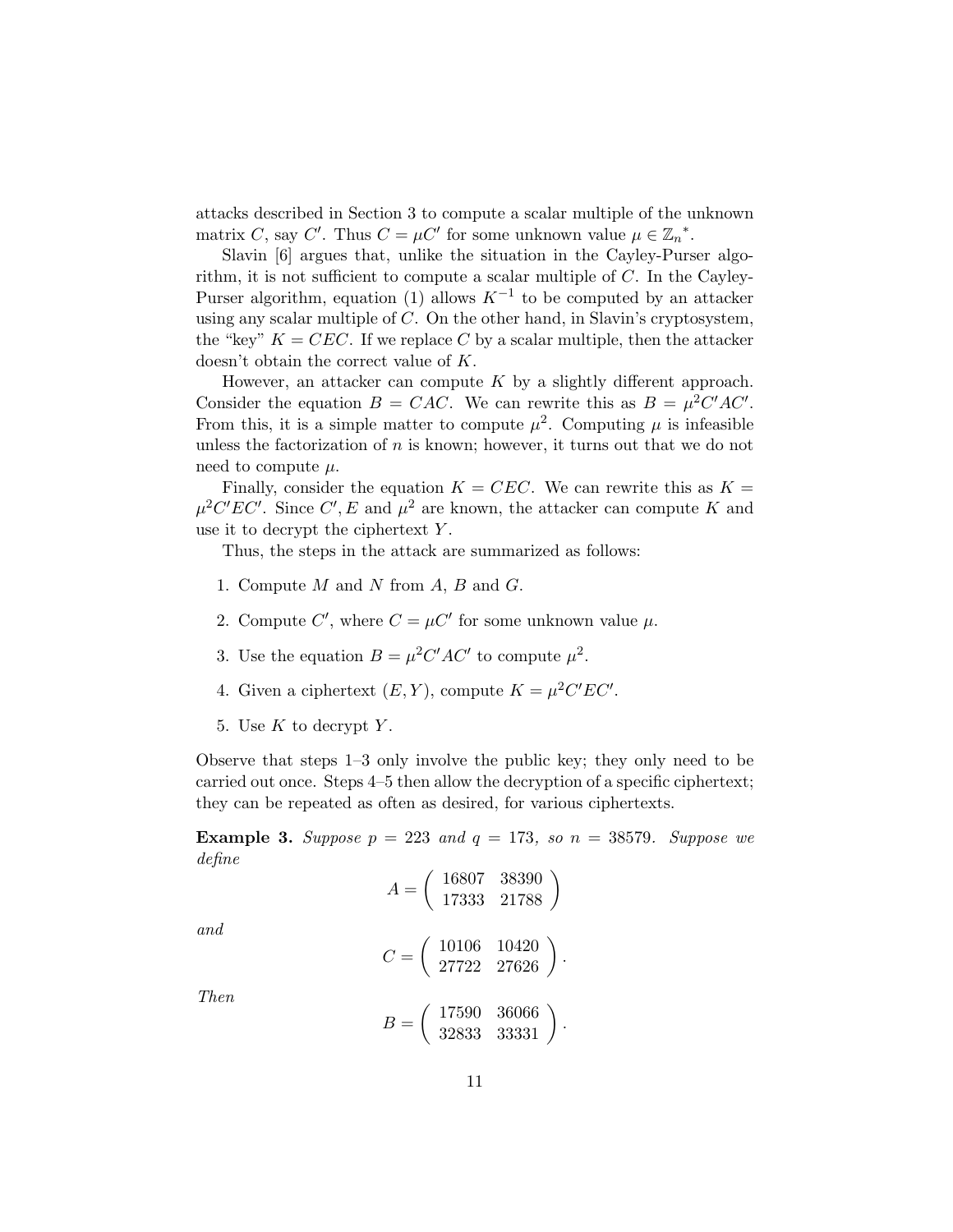attacks described in Section 3 to compute a scalar multiple of the unknown matrix $C$, say $C'$. Thus $C = \mu C'$ for some unknown value $\mu \in \mathbb{Z}_n{}^*$.

Slavin [6] argues that, unlike the situation in the Cayley-Purser algorithm, it is not sufficient to compute a scalar multiple of $C$. In the Cayley-Purser algorithm, equation (1) allows $K^{-1}$ to be computed by an attacker using any scalar multiple of $C$. On the other hand, in Slavin's cryptosystem, the "key" $K = CEC$. If we replace $C$ by a scalar multiple, then the attacker doesn't obtain the correct value of $K$.

However, an attacker can compute $K$ by a slightly different approach. Consider the equation $B = CAC$. We can rewrite this as $B = \mu^2 C'AC'$. From this, it is a simple matter to compute $\mu^2$. Computing $\mu$ is infeasible unless the factorization of $n$ is known; however, it turns out that we do not need to compute $\mu$.

Finally, consider the equation $K = CEC$. We can rewrite this as $K = \mu^2 C'EC'$. Since $C', E$ and $\mu^2$ are known, the attacker can compute $K$ and use it to decrypt the ciphertext $Y$.

Thus, the steps in the attack are summarized as follows:

1. Compute $M$ and $N$ from $A$, $B$ and $G$.
2. Compute $C'$, where $C = \mu C'$ for some unknown value $\mu$.
3. Use the equation $B = \mu^2 C'AC'$ to compute $\mu^2$.
4. Given a ciphertext $(E, Y)$, compute $K = \mu^2 C'EC'$.
5. Use $K$ to decrypt $Y$.

Observe that steps 1–3 only involve the public key; they only need to be carried out once. Steps 4–5 then allow the decryption of a specific ciphertext; they can be repeated as often as desired, for various ciphertexts.

**Example 3.** *Suppose $p = 223$ and $q = 173$, so $n = 38579$. Suppose we define*

$$A = \begin{pmatrix} 16807 & 38390 \\ 17333 & 21788 \end{pmatrix}$$

*and*

$$C = \begin{pmatrix} 10106 & 10420 \\ 27722 & 27626 \end{pmatrix}.$$

*Then*

$$B = \begin{pmatrix} 17590 & 36066 \\ 32833 & 33331 \end{pmatrix}.$$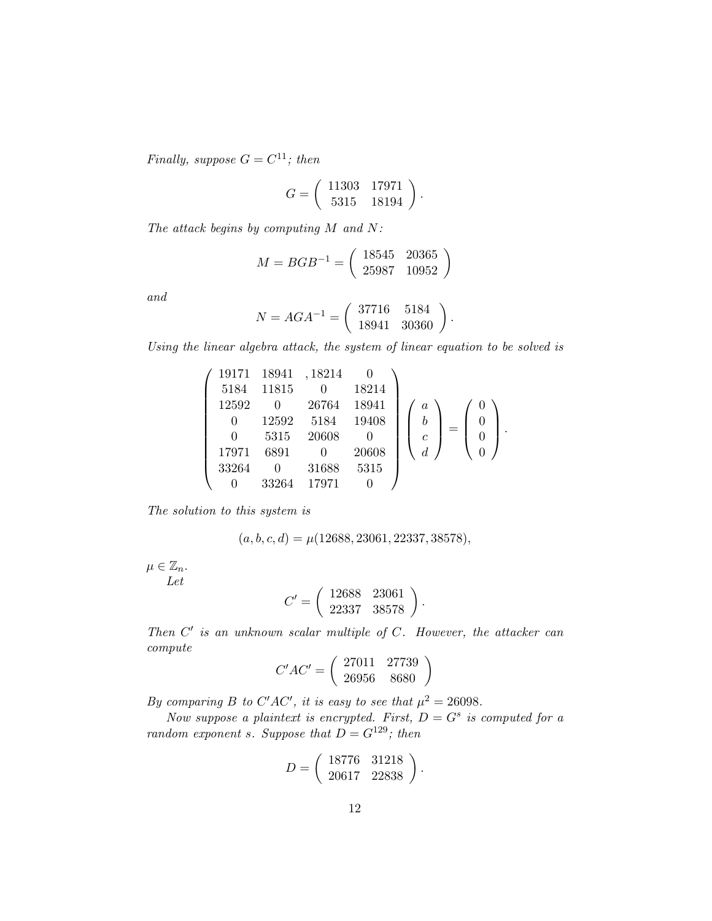*Finally, suppose $G = C^{11}$; then*

$$G = \begin{pmatrix} 11303 & 17971 \\ 5315 & 18194 \end{pmatrix}.$$

*The attack begins by computing $M$ and $N$:*

$$M = BGB^{-1} = \begin{pmatrix} 18545 & 20365 \\ 25987 & 10952 \end{pmatrix}$$

*and*

$$N = AGA^{-1} = \begin{pmatrix} 37716 & 5184 \\ 18941 & 30360 \end{pmatrix}.$$

*Using the linear algebra attack, the system of linear equation to be solved is*

$$\begin{pmatrix} 19171 & 18941 & ,18214 & 0 \\ 5184 & 11815 & 0 & 18214 \\ 12592 & 0 & 26764 & 18941 \\ 0 & 12592 & 5184 & 19408 \\ 0 & 5315 & 20608 & 0 \\ 17971 & 6891 & 0 & 20608 \\ 33264 & 0 & 31688 & 5315 \\ 0 & 33264 & 17971 & 0 \end{pmatrix} \begin{pmatrix} a \\ b \\ c \\ d \end{pmatrix} = \begin{pmatrix} 0 \\ 0 \\ 0 \\ 0 \end{pmatrix}.$$

*The solution to this system is*

$$(a, b, c, d) = \mu(12688, 23061, 22337, 38578),$$

$\mu \in \mathbb{Z}_n$.

*Let*

$$C' = \begin{pmatrix} 12688 & 23061 \\ 22337 & 38578 \end{pmatrix}.$$

*Then $C'$ is an unknown scalar multiple of $C$. However, the attacker can compute*

$$C'AC' = \begin{pmatrix} 27011 & 27739 \\ 26956 & 8680 \end{pmatrix}$$

*By comparing $B$ to $C'AC'$, it is easy to see that $\mu^2 = 26098$.*

*Now suppose a plaintext is encrypted. First, $D = G^s$ is computed for a random exponent $s$. Suppose that $D = G^{129}$; then*

$$D = \begin{pmatrix} 18776 & 31218 \\ 20617 & 22838 \end{pmatrix}.$$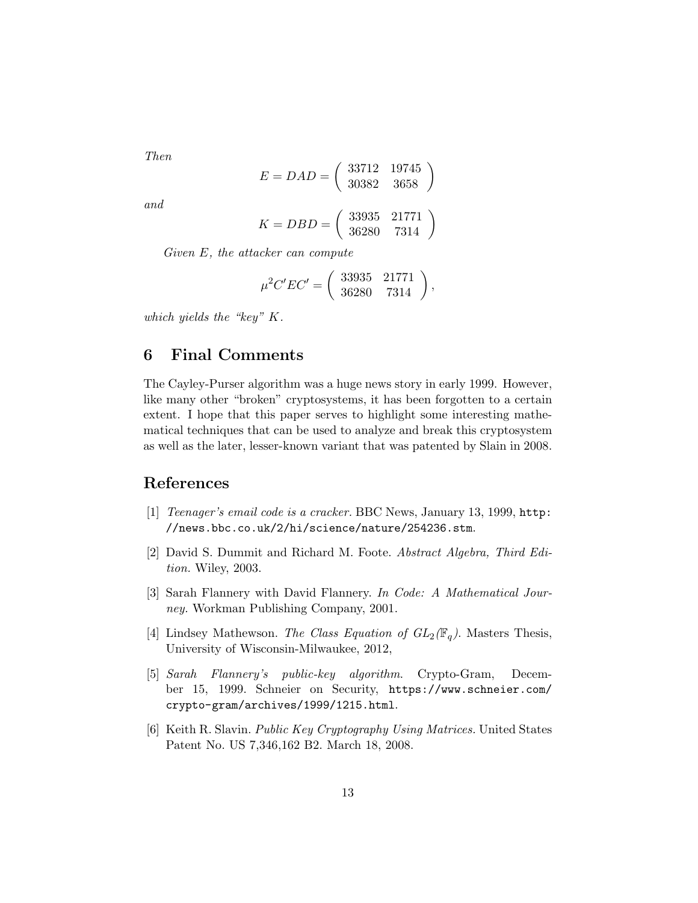*Then*

$$E = DAD = \begin{pmatrix} 33712 & 19745 \\ 30382 & 3658 \end{pmatrix}$$

*and*

$$K = DBD = \begin{pmatrix} 33935 & 21771 \\ 36280 & 7314 \end{pmatrix}$$

*Given $E$, the attacker can compute*

$$\mu^2 C' E C' = \begin{pmatrix} 33935 & 21771 \\ 36280 & 7314 \end{pmatrix},$$

*which yields the "key" $K$.*

## 6 Final Comments

The Cayley-Purser algorithm was a huge news story in early 1999. However, like many other "broken" cryptosystems, it has been forgotten to a certain extent. I hope that this paper serves to highlight some interesting mathematical techniques that can be used to analyze and break this cryptosystem as well as the later, lesser-known variant that was patented by Slain in 2008.

## References

[1] *Teenager's email code is a cracker.* BBC News, January 13, 1999, `http://news.bbc.co.uk/2/hi/science/nature/254236.stm`.

[2] David S. Dummit and Richard M. Foote. *Abstract Algebra, Third Edition.* Wiley, 2003.

[3] Sarah Flannery with David Flannery. *In Code: A Mathematical Journey.* Workman Publishing Company, 2001.

[4] Lindsey Mathewson. *The Class Equation of $GL_2(\mathbb{F}_q)$.* Masters Thesis, University of Wisconsin-Milwaukee, 2012,

[5] *Sarah Flannery's public-key algorithm.* Crypto-Gram, December 15, 1999. Schneier on Security, `https://www.schneier.com/crypto-gram/archives/1999/1215.html`.

[6] Keith R. Slavin. *Public Key Cryptography Using Matrices.* United States Patent No. US 7,346,162 B2. March 18, 2008.